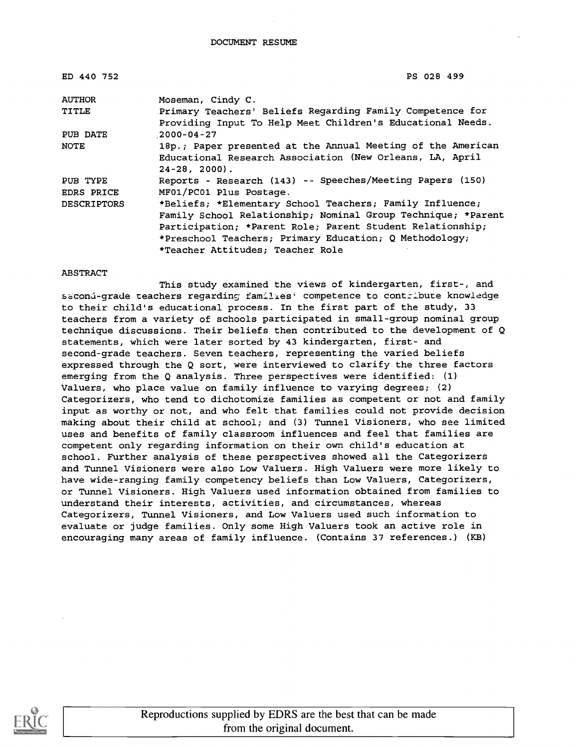DOCUMENT RESUME

| ED 440 752 | PS 028 499 |
|---|---|
| AUTHOR | Moseman, Cindy C. |
| TITLE | Primary Teachers' Beliefs Regarding Family Competence for Providing Input To Help Meet Children's Educational Needs. |
| PUB DATE | 2000-04-27 |
| NOTE | 18p.; Paper presented at the Annual Meeting of the American Educational Research Association (New Orleans, LA, April 24-28, 2000). |
| PUB TYPE | Reports - Research (143) -- Speeches/Meeting Papers (150) |
| EDRS PRICE | MF01/PC01 Plus Postage. |
| DESCRIPTORS | *Beliefs; *Elementary School Teachers; Family Influence; Family School Relationship; Nominal Group Technique; *Parent Participation; *Parent Role; Parent Student Relationship; *Preschool Teachers; Primary Education; Q Methodology; *Teacher Attitudes; Teacher Role |

ABSTRACT

This study examined the views of kindergarten, first-, and second-grade teachers regarding families' competence to contribute knowledge to their child's educational process. In the first part of the study, 33 teachers from a variety of schools participated in small-group nominal group technique discussions. Their beliefs then contributed to the development of Q statements, which were later sorted by 43 kindergarten, first- and second-grade teachers. Seven teachers, representing the varied beliefs expressed through the Q sort, were interviewed to clarify the three factors emerging from the Q analysis. Three perspectives were identified: (1) Valuers, who place value on family influence to varying degrees; (2) Categorizers, who tend to dichotomize families as competent or not and family input as worthy or not, and who felt that families could not provide decision making about their child at school; and (3) Tunnel Visioners, who see limited uses and benefits of family classroom influences and feel that families are competent only regarding information on their own child's education at school. Further analysis of these perspectives showed all the Categorizers and Tunnel Visioners were also Low Valuers. High Valuers were more likely to have wide-ranging family competency beliefs than Low Valuers, Categorizers, or Tunnel Visioners. High Valuers used information obtained from families to understand their interests, activities, and circumstances, whereas Categorizers, Tunnel Visioners, and Low Valuers used such information to evaluate or judge families. Only some High Valuers took an active role in encouraging many areas of family influence. (Contains 37 references.) (KB)

Reproductions supplied by EDRS are the best that can be made from the original document.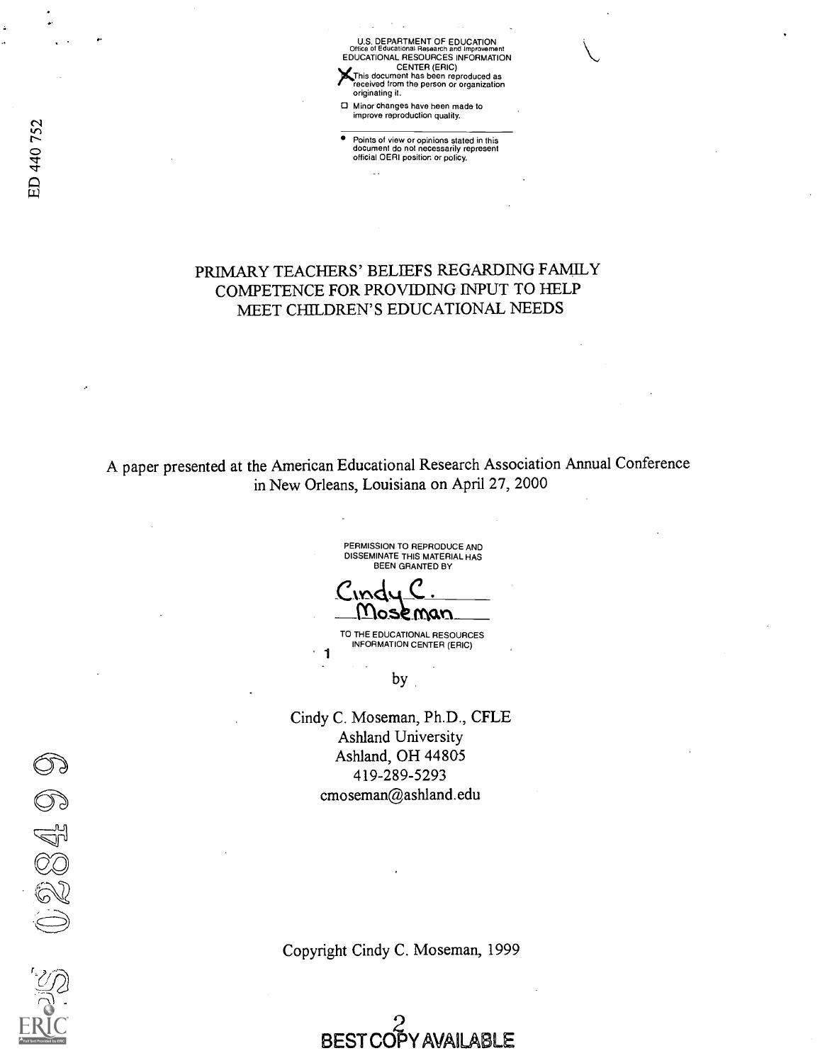U.S. DEPARTMENT OF EDUCATION
Office of Educational Research and Improvement
EDUCATIONAL RESOURCES INFORMATION CENTER (ERIC)

- [X] This document has been reproduced as received from the person or organization originating it.
- [ ] Minor changes have been made to improve reproduction quality.

- Points of view or opinions stated in this document do not necessarily represent official OERI position or policy.

ED 440 752

# PRIMARY TEACHERS' BELIEFS REGARDING FAMILY COMPETENCE FOR PROVIDING INPUT TO HELP MEET CHILDREN'S EDUCATIONAL NEEDS

A paper presented at the American Educational Research Association Annual Conference in New Orleans, Louisiana on April 27, 2000

PERMISSION TO REPRODUCE AND DISSEMINATE THIS MATERIAL HAS BEEN GRANTED BY

Cindy C. Moseman

TO THE EDUCATIONAL RESOURCES INFORMATION CENTER (ERIC)

by

Cindy C. Moseman, Ph.D., CFLE
Ashland University
Ashland, OH 44805
419-289-5293
cmoseman@ashland.edu

PS 028499

Copyright Cindy C. Moseman, 1999

BEST COPY AVAILABLE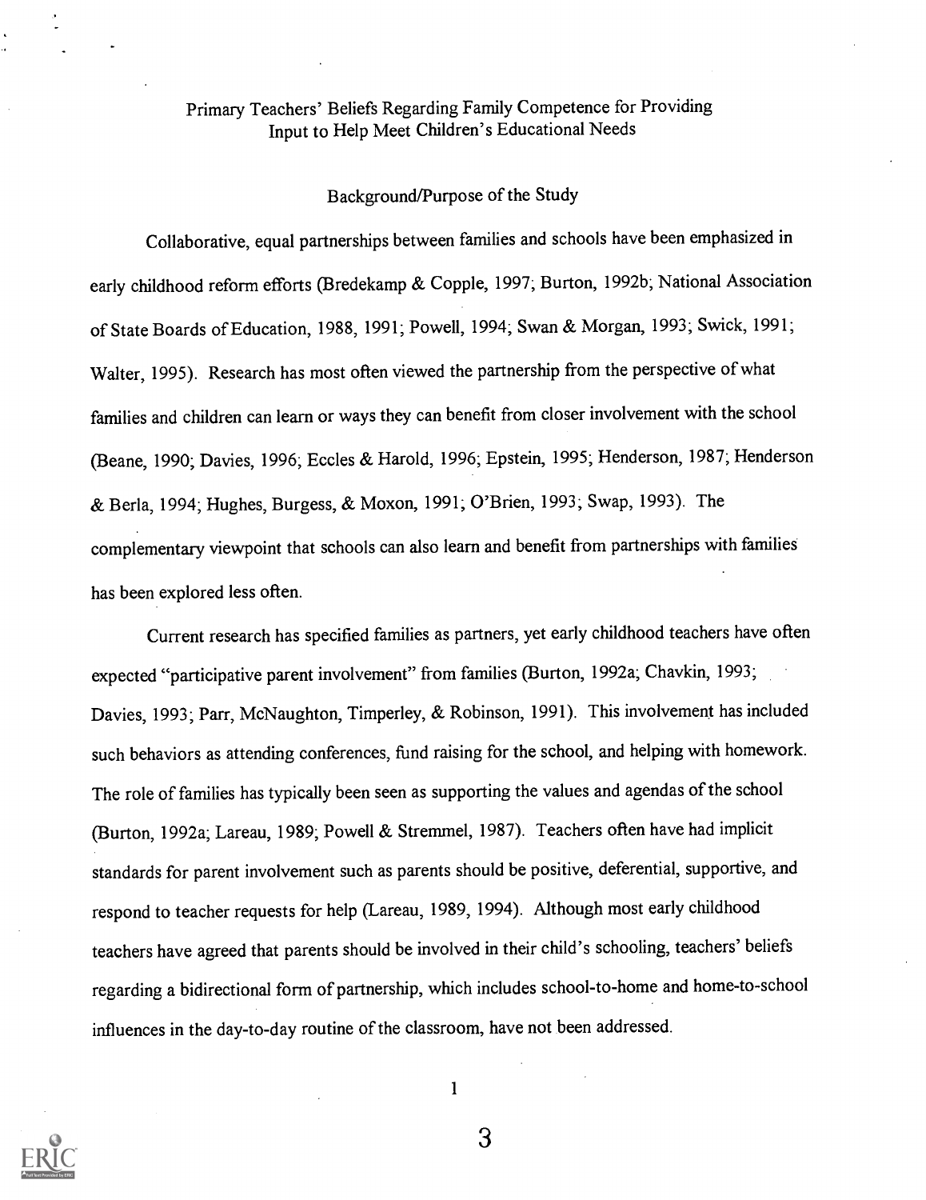# Primary Teachers' Beliefs Regarding Family Competence for Providing Input to Help Meet Children's Educational Needs

## Background/Purpose of the Study

Collaborative, equal partnerships between families and schools have been emphasized in early childhood reform efforts (Bredekamp & Copple, 1997; Burton, 1992b; National Association of State Boards of Education, 1988, 1991; Powell, 1994; Swan & Morgan, 1993; Swick, 1991; Walter, 1995). Research has most often viewed the partnership from the perspective of what families and children can learn or ways they can benefit from closer involvement with the school (Beane, 1990; Davies, 1996; Eccles & Harold, 1996; Epstein, 1995; Henderson, 1987; Henderson & Berla, 1994; Hughes, Burgess, & Moxon, 1991; O'Brien, 1993; Swap, 1993). The complementary viewpoint that schools can also learn and benefit from partnerships with families has been explored less often.

Current research has specified families as partners, yet early childhood teachers have often expected "participative parent involvement" from families (Burton, 1992a; Chavkin, 1993; Davies, 1993; Parr, McNaughton, Timperley, & Robinson, 1991). This involvement has included such behaviors as attending conferences, fund raising for the school, and helping with homework. The role of families has typically been seen as supporting the values and agendas of the school (Burton, 1992a; Lareau, 1989; Powell & Stremmel, 1987). Teachers often have had implicit standards for parent involvement such as parents should be positive, deferential, supportive, and respond to teacher requests for help (Lareau, 1989, 1994). Although most early childhood teachers have agreed that parents should be involved in their child's schooling, teachers' beliefs regarding a bidirectional form of partnership, which includes school-to-home and home-to-school influences in the day-to-day routine of the classroom, have not been addressed.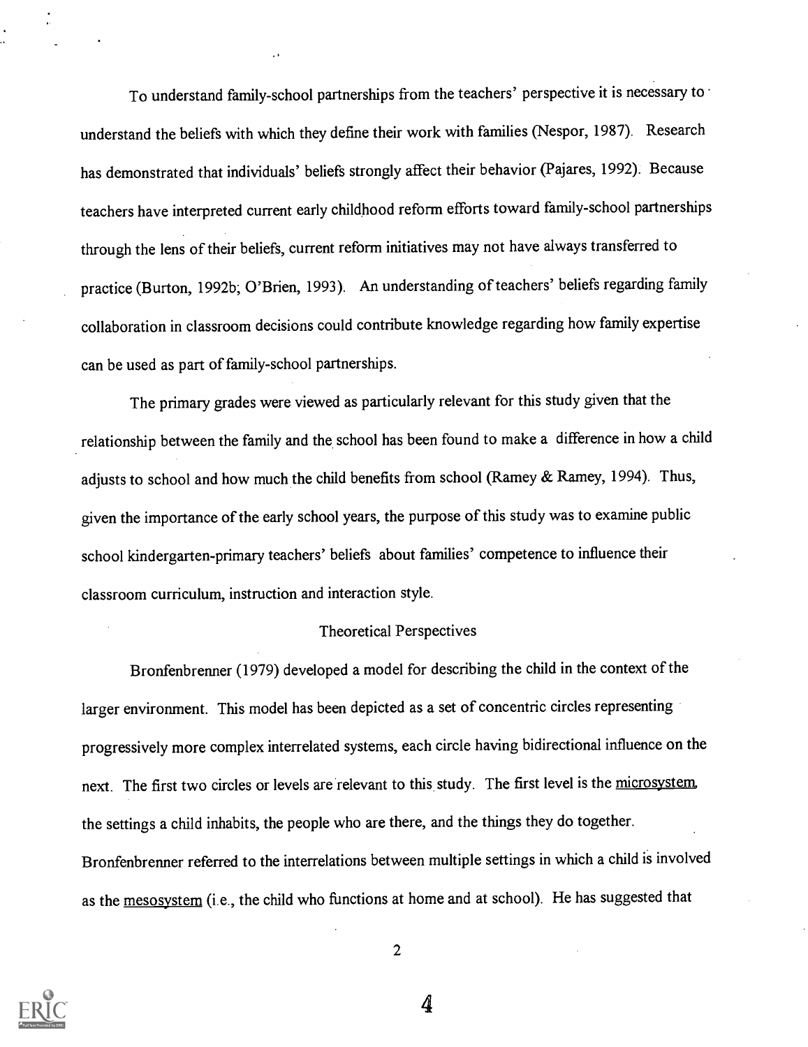To understand family-school partnerships from the teachers' perspective it is necessary to understand the beliefs with which they define their work with families (Nespor, 1987). Research has demonstrated that individuals' beliefs strongly affect their behavior (Pajares, 1992). Because teachers have interpreted current early childhood reform efforts toward family-school partnerships through the lens of their beliefs, current reform initiatives may not have always transferred to practice (Burton, 1992b; O'Brien, 1993). An understanding of teachers' beliefs regarding family collaboration in classroom decisions could contribute knowledge regarding how family expertise can be used as part of family-school partnerships.

The primary grades were viewed as particularly relevant for this study given that the relationship between the family and the school has been found to make a difference in how a child adjusts to school and how much the child benefits from school (Ramey & Ramey, 1994). Thus, given the importance of the early school years, the purpose of this study was to examine public school kindergarten-primary teachers' beliefs about families' competence to influence their classroom curriculum, instruction and interaction style.

## Theoretical Perspectives

Bronfenbrenner (1979) developed a model for describing the child in the context of the larger environment. This model has been depicted as a set of concentric circles representing progressively more complex interrelated systems, each circle having bidirectional influence on the next. The first two circles or levels are relevant to this study. The first level is the microsystem, the settings a child inhabits, the people who are there, and the things they do together. Bronfenbrenner referred to the interrelations between multiple settings in which a child is involved as the mesosystem (i.e., the child who functions at home and at school). He has suggested that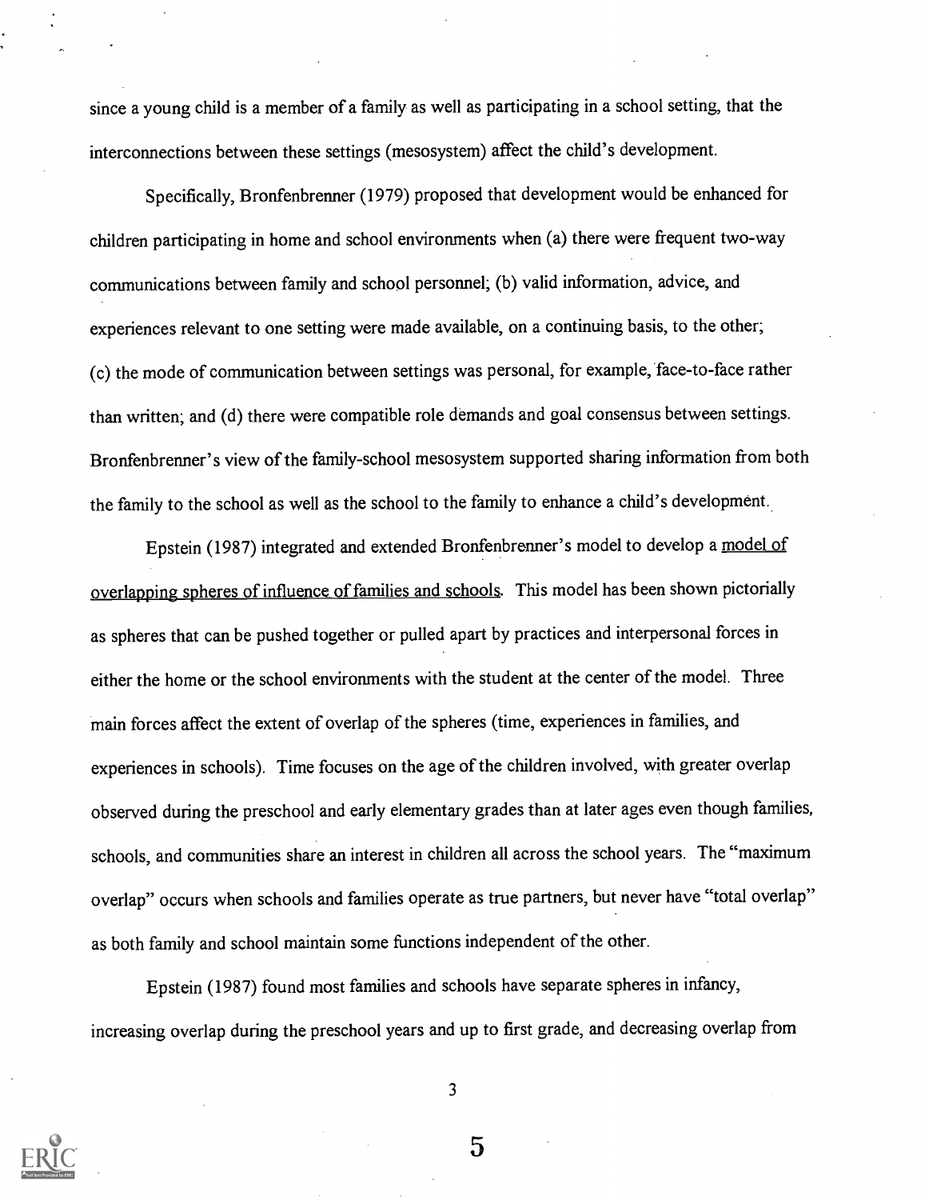since a young child is a member of a family as well as participating in a school setting, that the interconnections between these settings (mesosystem) affect the child's development.

Specifically, Bronfenbrenner (1979) proposed that development would be enhanced for children participating in home and school environments when (a) there were frequent two-way communications between family and school personnel; (b) valid information, advice, and experiences relevant to one setting were made available, on a continuing basis, to the other; (c) the mode of communication between settings was personal, for example, face-to-face rather than written; and (d) there were compatible role demands and goal consensus between settings. Bronfenbrenner's view of the family-school mesosystem supported sharing information from both the family to the school as well as the school to the family to enhance a child's development.

Epstein (1987) integrated and extended Bronfenbrenner's model to develop a model of overlapping spheres of influence of families and schools. This model has been shown pictorially as spheres that can be pushed together or pulled apart by practices and interpersonal forces in either the home or the school environments with the student at the center of the model. Three main forces affect the extent of overlap of the spheres (time, experiences in families, and experiences in schools). Time focuses on the age of the children involved, with greater overlap observed during the preschool and early elementary grades than at later ages even though families, schools, and communities share an interest in children all across the school years. The "maximum overlap" occurs when schools and families operate as true partners, but never have "total overlap" as both family and school maintain some functions independent of the other.

Epstein (1987) found most families and schools have separate spheres in infancy, increasing overlap during the preschool years and up to first grade, and decreasing overlap from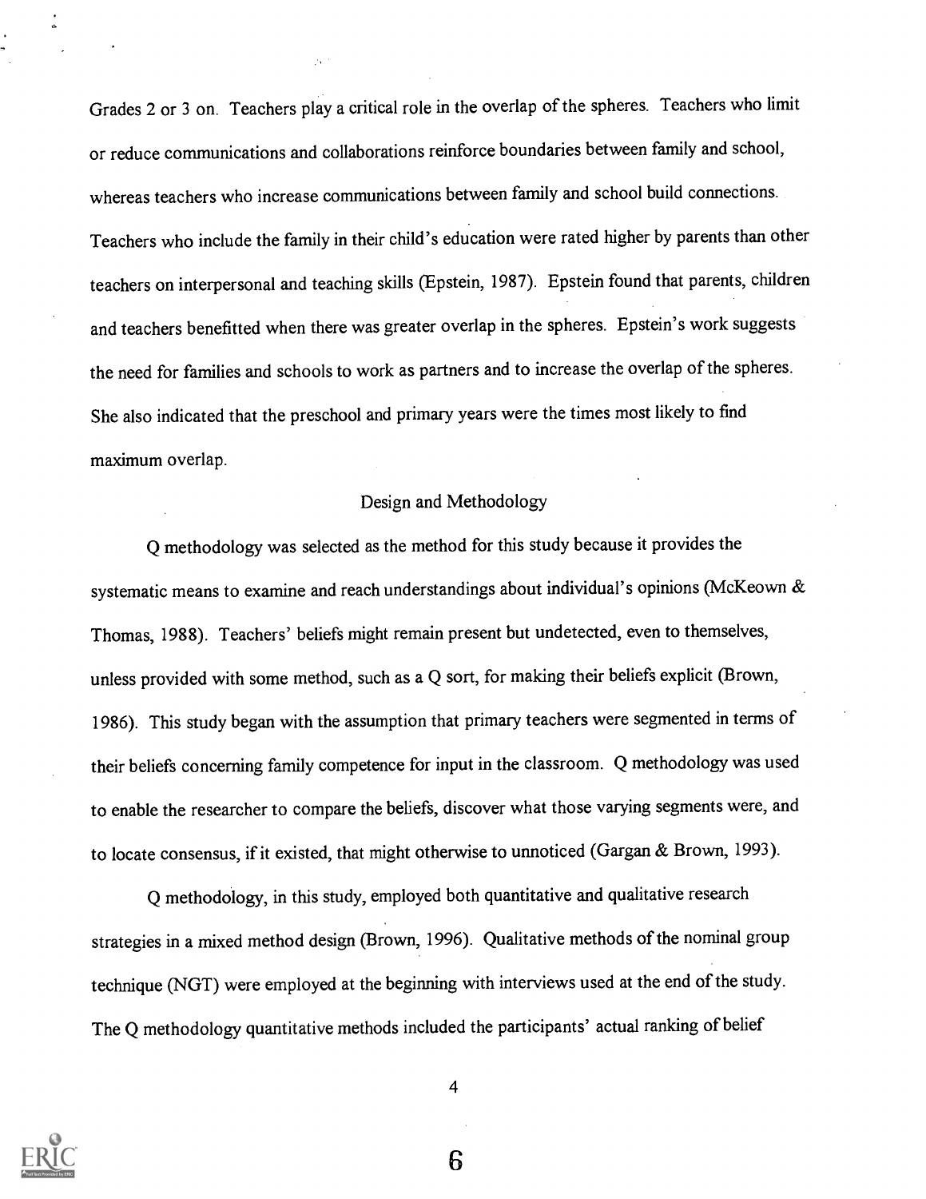Grades 2 or 3 on. Teachers play a critical role in the overlap of the spheres. Teachers who limit or reduce communications and collaborations reinforce boundaries between family and school, whereas teachers who increase communications between family and school build connections. Teachers who include the family in their child's education were rated higher by parents than other teachers on interpersonal and teaching skills (Epstein, 1987). Epstein found that parents, children and teachers benefitted when there was greater overlap in the spheres. Epstein's work suggests the need for families and schools to work as partners and to increase the overlap of the spheres. She also indicated that the preschool and primary years were the times most likely to find maximum overlap.

## Design and Methodology

Q methodology was selected as the method for this study because it provides the systematic means to examine and reach understandings about individual's opinions (McKeown & Thomas, 1988). Teachers' beliefs might remain present but undetected, even to themselves, unless provided with some method, such as a Q sort, for making their beliefs explicit (Brown, 1986). This study began with the assumption that primary teachers were segmented in terms of their beliefs concerning family competence for input in the classroom. Q methodology was used to enable the researcher to compare the beliefs, discover what those varying segments were, and to locate consensus, if it existed, that might otherwise to unnoticed (Gargan & Brown, 1993).

Q methodology, in this study, employed both quantitative and qualitative research strategies in a mixed method design (Brown, 1996). Qualitative methods of the nominal group technique (NGT) were employed at the beginning with interviews used at the end of the study. The Q methodology quantitative methods included the participants' actual ranking of belief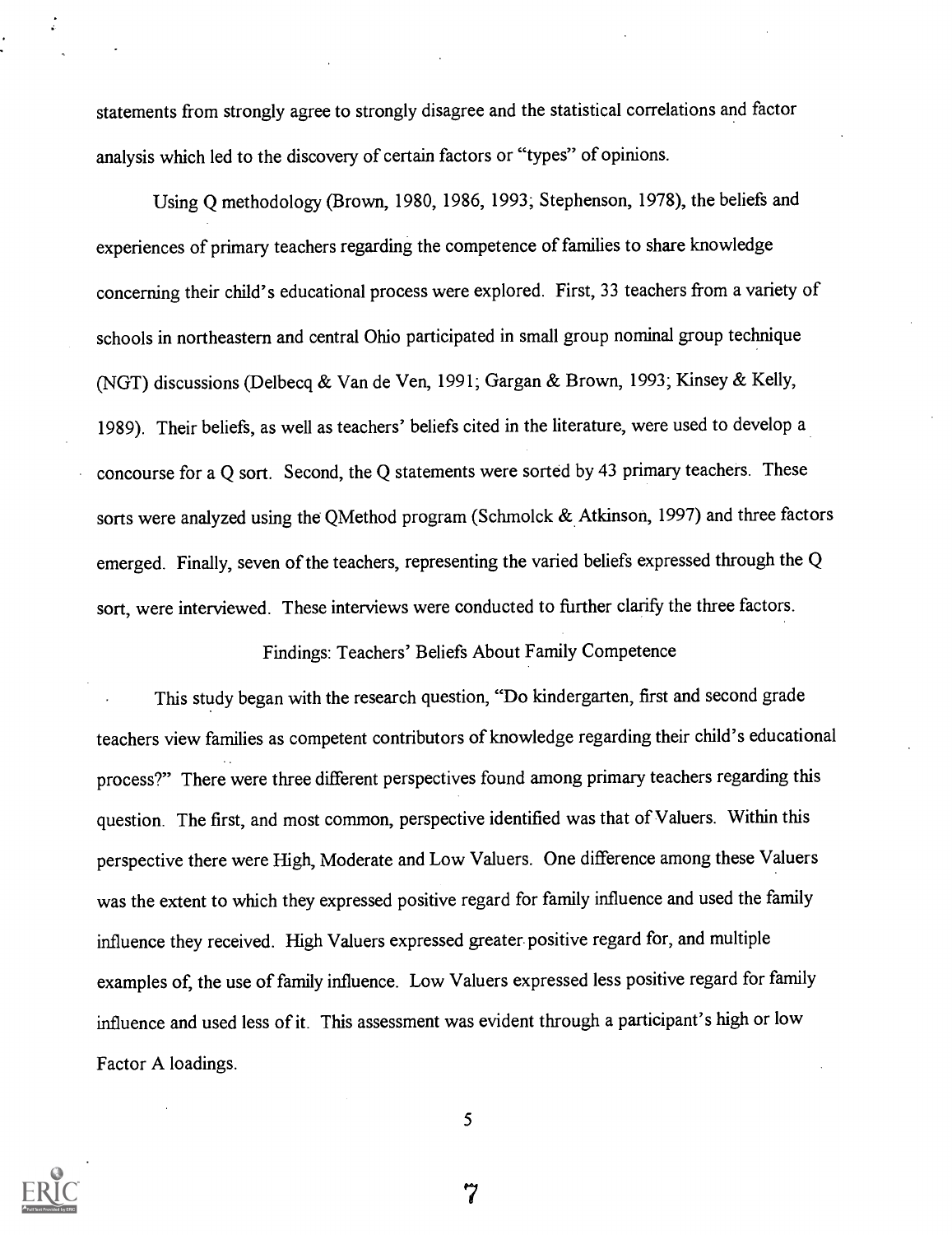statements from strongly agree to strongly disagree and the statistical correlations and factor analysis which led to the discovery of certain factors or "types" of opinions.

Using Q methodology (Brown, 1980, 1986, 1993; Stephenson, 1978), the beliefs and experiences of primary teachers regarding the competence of families to share knowledge concerning their child's educational process were explored. First, 33 teachers from a variety of schools in northeastern and central Ohio participated in small group nominal group technique (NGT) discussions (Delbecq & Van de Ven, 1991; Gargan & Brown, 1993; Kinsey & Kelly, 1989). Their beliefs, as well as teachers' beliefs cited in the literature, were used to develop a concourse for a Q sort. Second, the Q statements were sorted by 43 primary teachers. These sorts were analyzed using the QMethod program (Schmolck & Atkinson, 1997) and three factors emerged. Finally, seven of the teachers, representing the varied beliefs expressed through the Q sort, were interviewed. These interviews were conducted to further clarify the three factors.

## Findings: Teachers' Beliefs About Family Competence

This study began with the research question, "Do kindergarten, first and second grade teachers view families as competent contributors of knowledge regarding their child's educational process?" There were three different perspectives found among primary teachers regarding this question. The first, and most common, perspective identified was that of Valuers. Within this perspective there were High, Moderate and Low Valuers. One difference among these Valuers was the extent to which they expressed positive regard for family influence and used the family influence they received. High Valuers expressed greater positive regard for, and multiple examples of, the use of family influence. Low Valuers expressed less positive regard for family influence and used less of it. This assessment was evident through a participant's high or low Factor A loadings.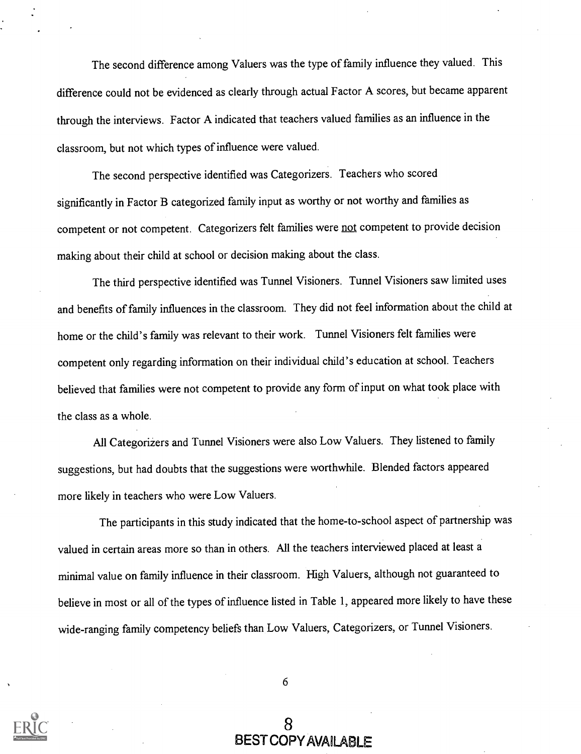The second difference among Valuers was the type of family influence they valued. This difference could not be evidenced as clearly through actual Factor A scores, but became apparent through the interviews. Factor A indicated that teachers valued families as an influence in the classroom, but not which types of influence were valued.

The second perspective identified was Categorizers. Teachers who scored significantly in Factor B categorized family input as worthy or not worthy and families as competent or not competent. Categorizers felt families were not competent to provide decision making about their child at school or decision making about the class.

The third perspective identified was Tunnel Visioners. Tunnel Visioners saw limited uses and benefits of family influences in the classroom. They did not feel information about the child at home or the child's family was relevant to their work. Tunnel Visioners felt families were competent only regarding information on their individual child's education at school. Teachers believed that families were not competent to provide any form of input on what took place with the class as a whole.

All Categorizers and Tunnel Visioners were also Low Valuers. They listened to family suggestions, but had doubts that the suggestions were worthwhile. Blended factors appeared more likely in teachers who were Low Valuers.

The participants in this study indicated that the home-to-school aspect of partnership was valued in certain areas more so than in others. All the teachers interviewed placed at least a minimal value on family influence in their classroom. High Valuers, although not guaranteed to believe in most or all of the types of influence listed in Table 1, appeared more likely to have these wide-ranging family competency beliefs than Low Valuers, Categorizers, or Tunnel Visioners.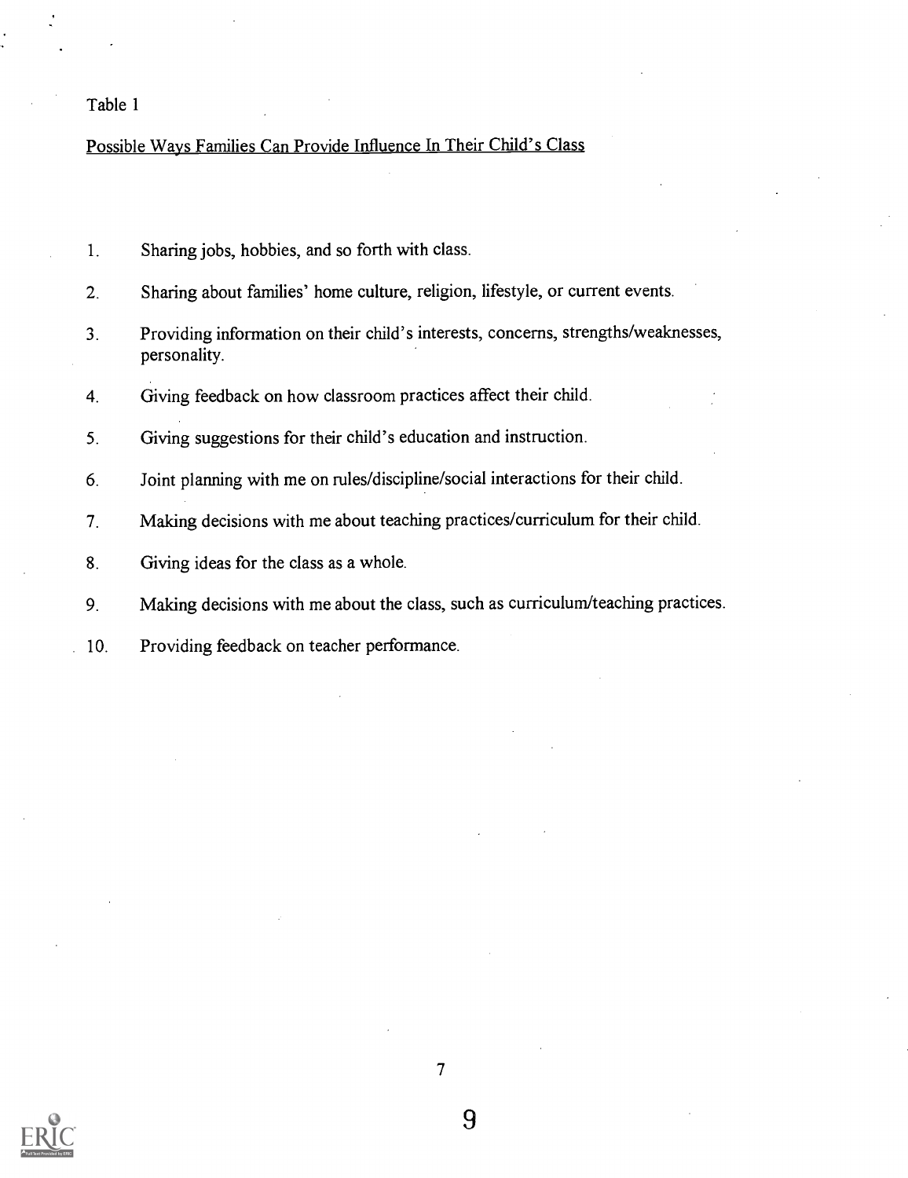Table 1

Possible Ways Families Can Provide Influence In Their Child's Class

1. Sharing jobs, hobbies, and so forth with class.
2. Sharing about families' home culture, religion, lifestyle, or current events.
3. Providing information on their child's interests, concerns, strengths/weaknesses, personality.
4. Giving feedback on how classroom practices affect their child.
5. Giving suggestions for their child's education and instruction.
6. Joint planning with me on rules/discipline/social interactions for their child.
7. Making decisions with me about teaching practices/curriculum for their child.
8. Giving ideas for the class as a whole.
9. Making decisions with me about the class, such as curriculum/teaching practices.
10. Providing feedback on teacher performance.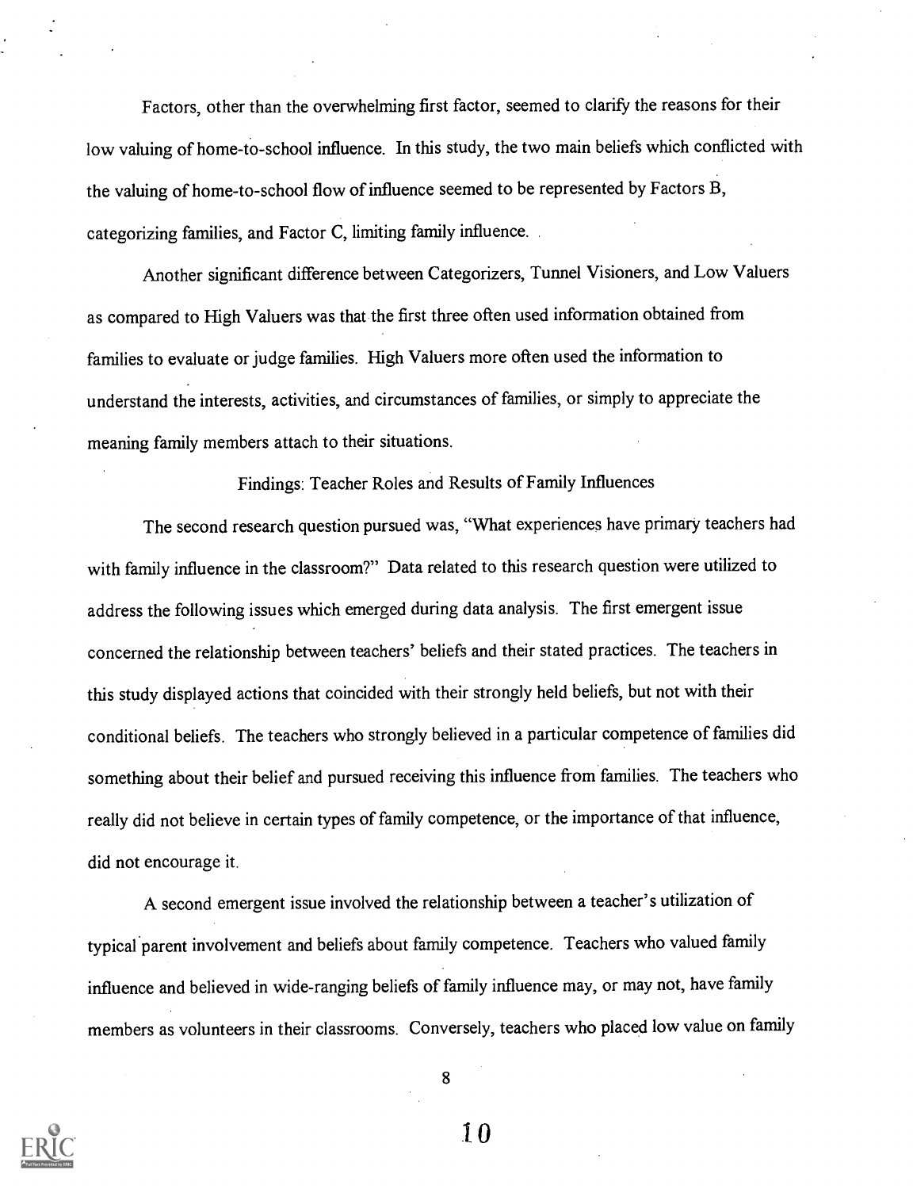Factors, other than the overwhelming first factor, seemed to clarify the reasons for their low valuing of home-to-school influence. In this study, the two main beliefs which conflicted with the valuing of home-to-school flow of influence seemed to be represented by Factors B, categorizing families, and Factor C, limiting family influence.

Another significant difference between Categorizers, Tunnel Visioners, and Low Valuers as compared to High Valuers was that the first three often used information obtained from families to evaluate or judge families. High Valuers more often used the information to understand the interests, activities, and circumstances of families, or simply to appreciate the meaning family members attach to their situations.

## Findings: Teacher Roles and Results of Family Influences

The second research question pursued was, "What experiences have primary teachers had with family influence in the classroom?" Data related to this research question were utilized to address the following issues which emerged during data analysis. The first emergent issue concerned the relationship between teachers' beliefs and their stated practices. The teachers in this study displayed actions that coincided with their strongly held beliefs, but not with their conditional beliefs. The teachers who strongly believed in a particular competence of families did something about their belief and pursued receiving this influence from families. The teachers who really did not believe in certain types of family competence, or the importance of that influence, did not encourage it.

A second emergent issue involved the relationship between a teacher's utilization of typical parent involvement and beliefs about family competence. Teachers who valued family influence and believed in wide-ranging beliefs of family influence may, or may not, have family members as volunteers in their classrooms. Conversely, teachers who placed low value on family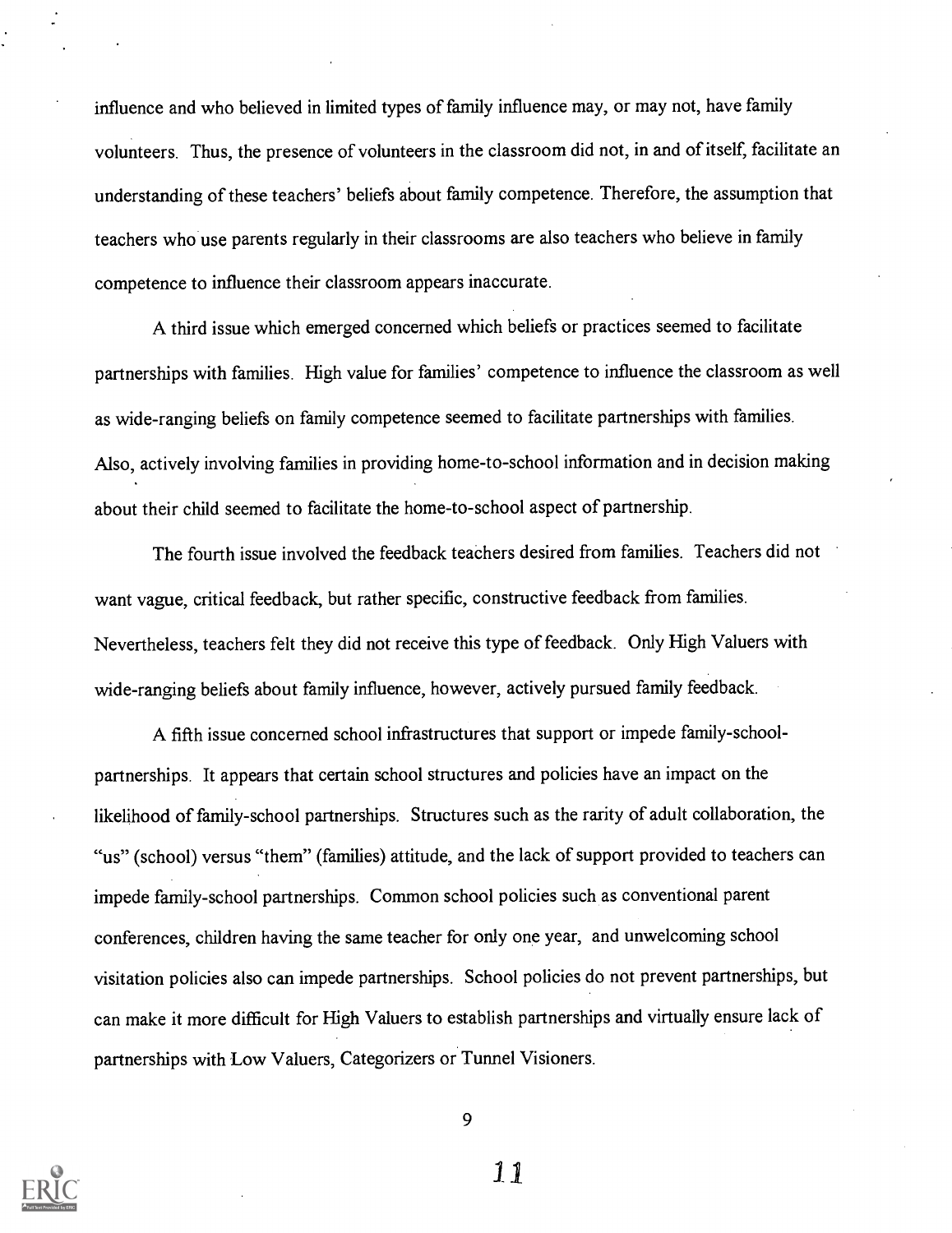influence and who believed in limited types of family influence may, or may not, have family volunteers. Thus, the presence of volunteers in the classroom did not, in and of itself, facilitate an understanding of these teachers' beliefs about family competence. Therefore, the assumption that teachers who use parents regularly in their classrooms are also teachers who believe in family competence to influence their classroom appears inaccurate.

A third issue which emerged concerned which beliefs or practices seemed to facilitate partnerships with families. High value for families' competence to influence the classroom as well as wide-ranging beliefs on family competence seemed to facilitate partnerships with families. Also, actively involving families in providing home-to-school information and in decision making about their child seemed to facilitate the home-to-school aspect of partnership.

The fourth issue involved the feedback teachers desired from families. Teachers did not want vague, critical feedback, but rather specific, constructive feedback from families. Nevertheless, teachers felt they did not receive this type of feedback. Only High Valuers with wide-ranging beliefs about family influence, however, actively pursued family feedback.

A fifth issue concerned school infrastructures that support or impede family-school-partnerships. It appears that certain school structures and policies have an impact on the likelihood of family-school partnerships. Structures such as the rarity of adult collaboration, the "us" (school) versus "them" (families) attitude, and the lack of support provided to teachers can impede family-school partnerships. Common school policies such as conventional parent conferences, children having the same teacher for only one year, and unwelcoming school visitation policies also can impede partnerships. School policies do not prevent partnerships, but can make it more difficult for High Valuers to establish partnerships and virtually ensure lack of partnerships with Low Valuers, Categorizers or Tunnel Visioners.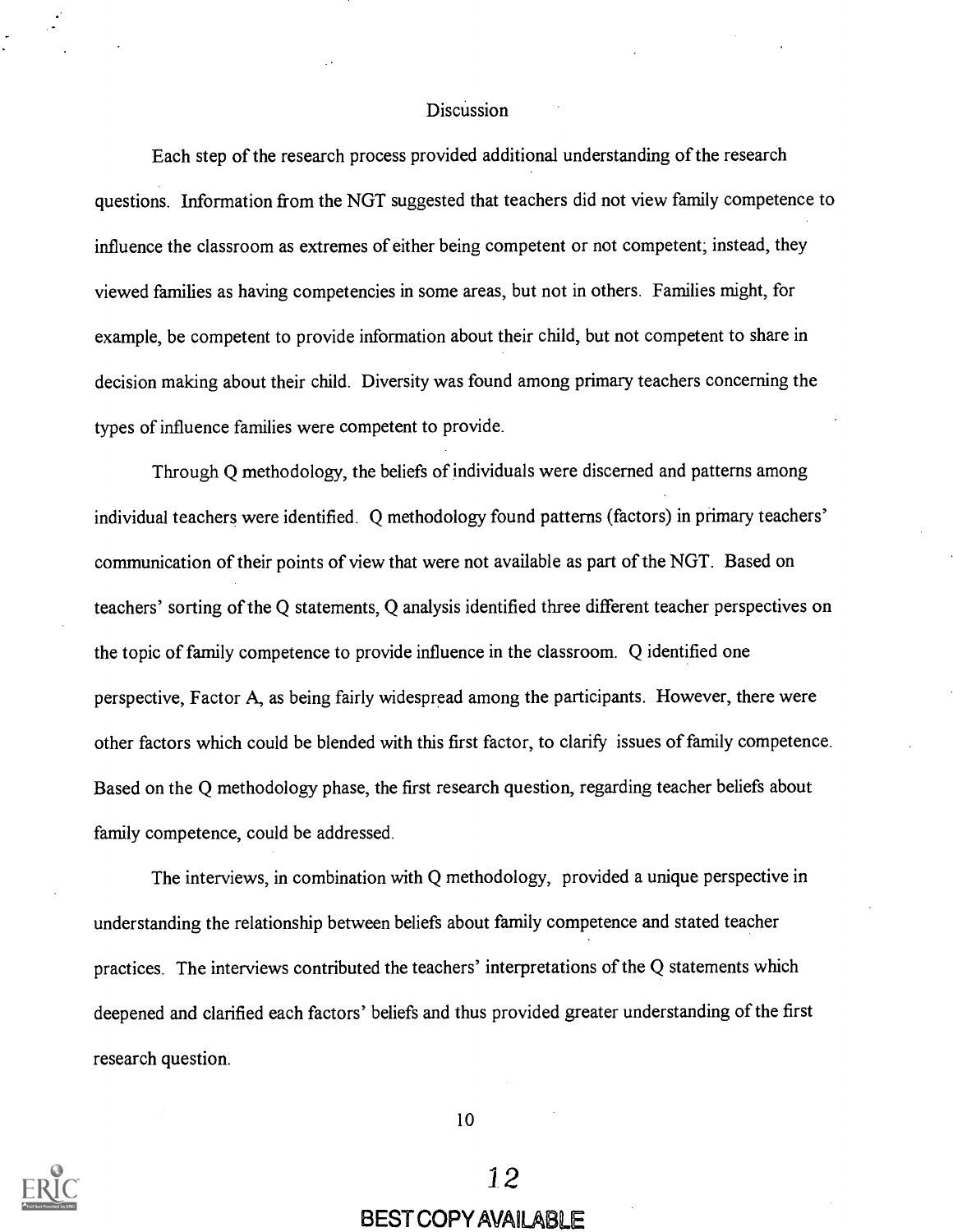## Discussion

Each step of the research process provided additional understanding of the research questions. Information from the NGT suggested that teachers did not view family competence to influence the classroom as extremes of either being competent or not competent; instead, they viewed families as having competencies in some areas, but not in others. Families might, for example, be competent to provide information about their child, but not competent to share in decision making about their child. Diversity was found among primary teachers concerning the types of influence families were competent to provide.

Through Q methodology, the beliefs of individuals were discerned and patterns among individual teachers were identified. Q methodology found patterns (factors) in primary teachers' communication of their points of view that were not available as part of the NGT. Based on teachers' sorting of the Q statements, Q analysis identified three different teacher perspectives on the topic of family competence to provide influence in the classroom. Q identified one perspective, Factor A, as being fairly widespread among the participants. However, there were other factors which could be blended with this first factor, to clarify issues of family competence. Based on the Q methodology phase, the first research question, regarding teacher beliefs about family competence, could be addressed.

The interviews, in combination with Q methodology, provided a unique perspective in understanding the relationship between beliefs about family competence and stated teacher practices. The interviews contributed the teachers' interpretations of the Q statements which deepened and clarified each factors' beliefs and thus provided greater understanding of the first research question.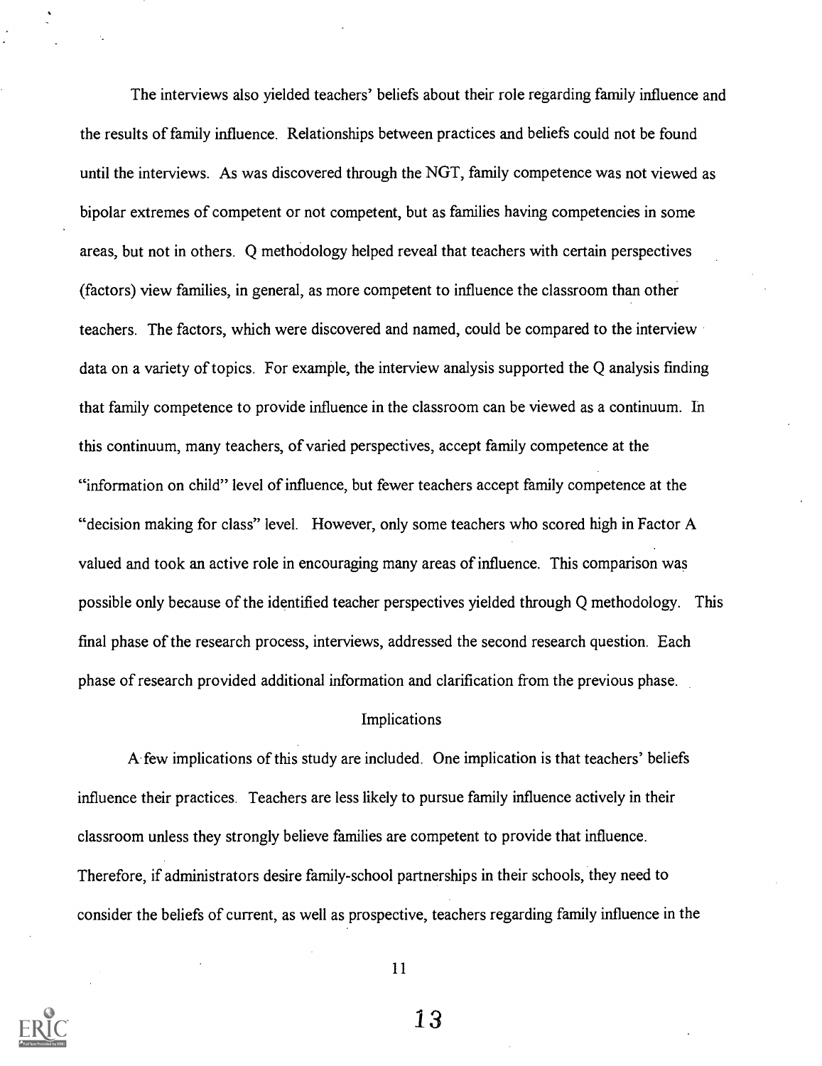The interviews also yielded teachers' beliefs about their role regarding family influence and the results of family influence. Relationships between practices and beliefs could not be found until the interviews. As was discovered through the NGT, family competence was not viewed as bipolar extremes of competent or not competent, but as families having competencies in some areas, but not in others. Q methodology helped reveal that teachers with certain perspectives (factors) view families, in general, as more competent to influence the classroom than other teachers. The factors, which were discovered and named, could be compared to the interview data on a variety of topics. For example, the interview analysis supported the Q analysis finding that family competence to provide influence in the classroom can be viewed as a continuum. In this continuum, many teachers, of varied perspectives, accept family competence at the "information on child" level of influence, but fewer teachers accept family competence at the "decision making for class" level. However, only some teachers who scored high in Factor A valued and took an active role in encouraging many areas of influence. This comparison was possible only because of the identified teacher perspectives yielded through Q methodology. This final phase of the research process, interviews, addressed the second research question. Each phase of research provided additional information and clarification from the previous phase.

## Implications

A few implications of this study are included. One implication is that teachers' beliefs influence their practices. Teachers are less likely to pursue family influence actively in their classroom unless they strongly believe families are competent to provide that influence. Therefore, if administrators desire family-school partnerships in their schools, they need to consider the beliefs of current, as well as prospective, teachers regarding family influence in the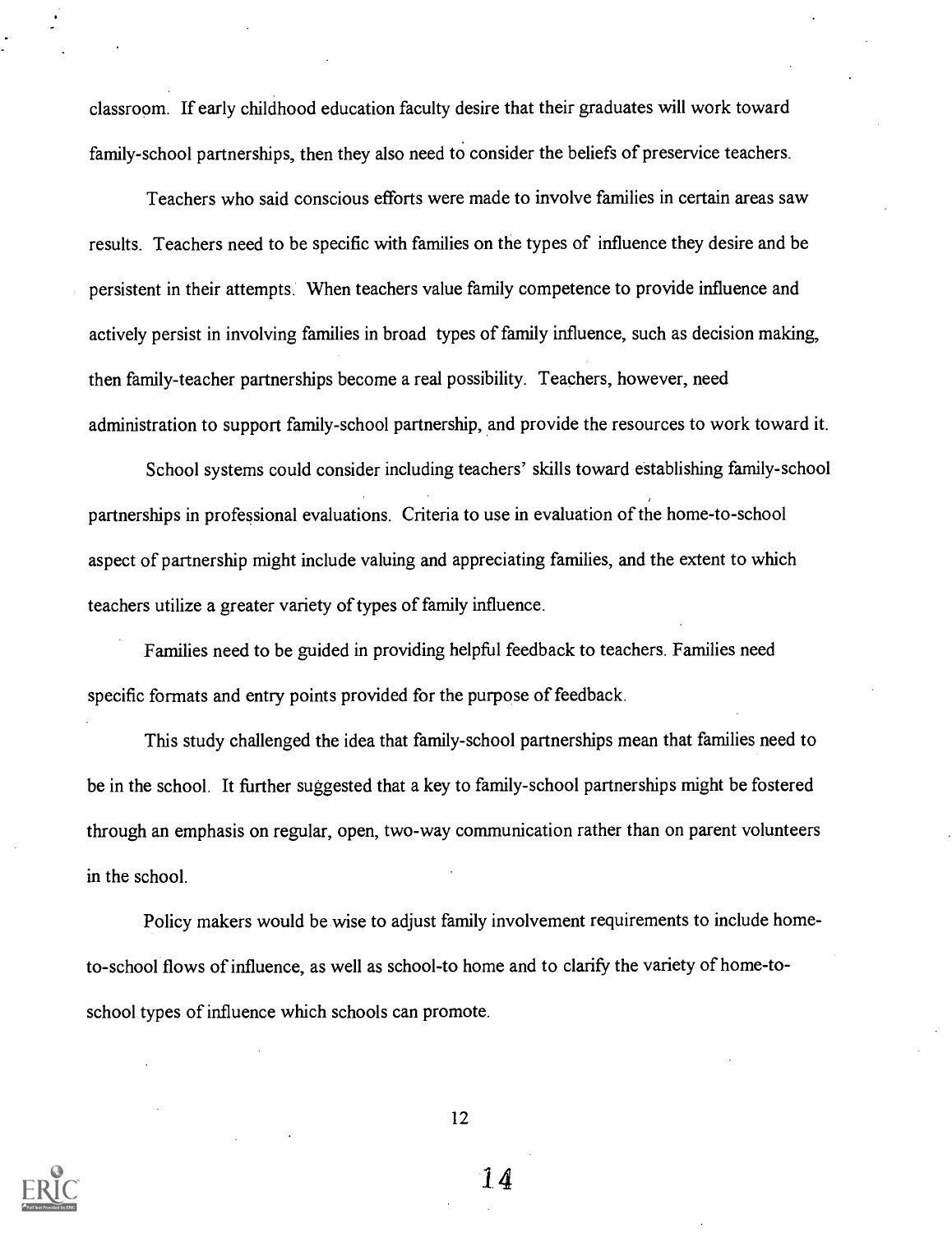classroom. If early childhood education faculty desire that their graduates will work toward family-school partnerships, then they also need to consider the beliefs of preservice teachers.

Teachers who said conscious efforts were made to involve families in certain areas saw results. Teachers need to be specific with families on the types of influence they desire and be persistent in their attempts. When teachers value family competence to provide influence and actively persist in involving families in broad types of family influence, such as decision making, then family-teacher partnerships become a real possibility. Teachers, however, need administration to support family-school partnership, and provide the resources to work toward it.

School systems could consider including teachers' skills toward establishing family-school partnerships in professional evaluations. Criteria to use in evaluation of the home-to-school aspect of partnership might include valuing and appreciating families, and the extent to which teachers utilize a greater variety of types of family influence.

Families need to be guided in providing helpful feedback to teachers. Families need specific formats and entry points provided for the purpose of feedback.

This study challenged the idea that family-school partnerships mean that families need to be in the school. It further suggested that a key to family-school partnerships might be fostered through an emphasis on regular, open, two-way communication rather than on parent volunteers in the school.

Policy makers would be wise to adjust family involvement requirements to include home-to-school flows of influence, as well as school-to home and to clarify the variety of home-to-school types of influence which schools can promote.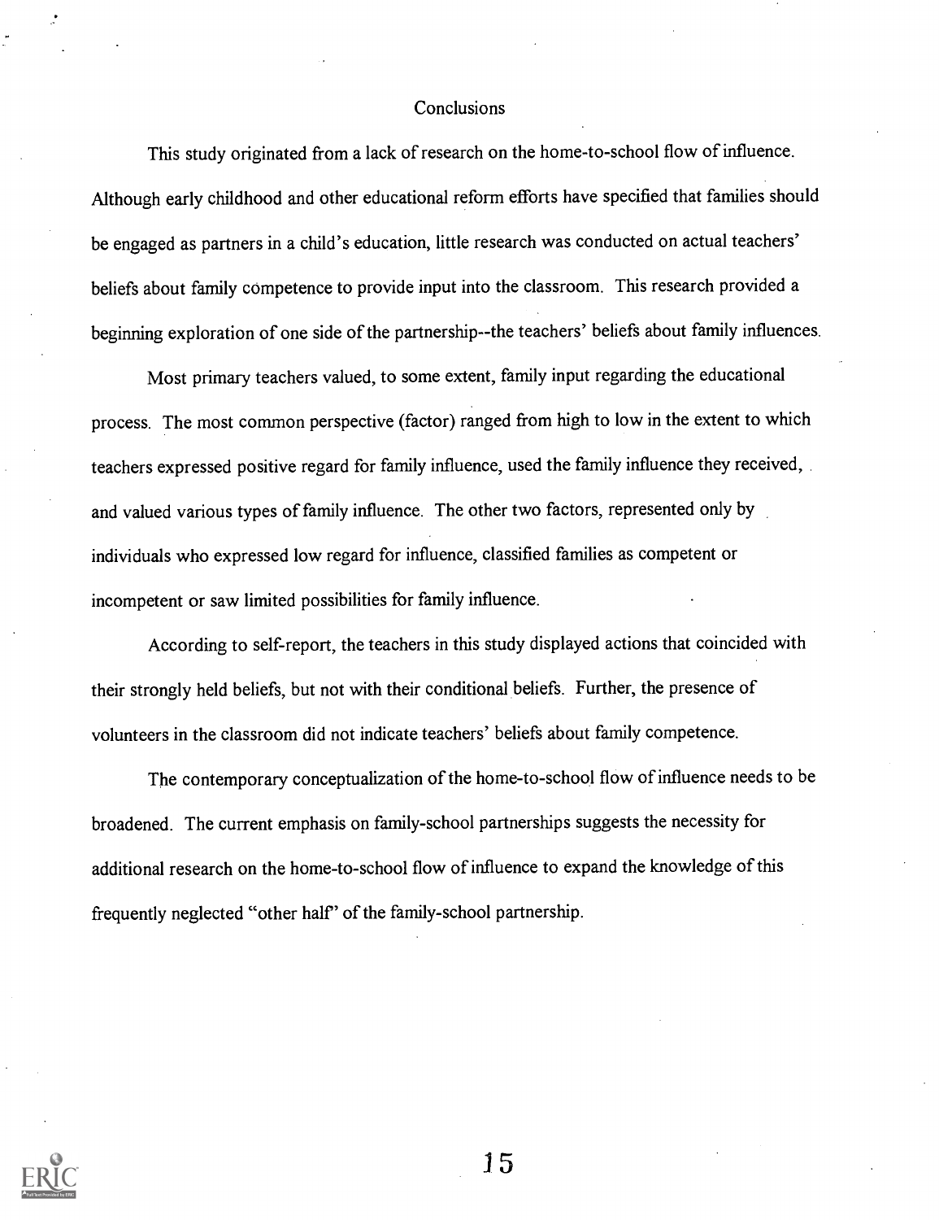## Conclusions

This study originated from a lack of research on the home-to-school flow of influence. Although early childhood and other educational reform efforts have specified that families should be engaged as partners in a child's education, little research was conducted on actual teachers' beliefs about family competence to provide input into the classroom. This research provided a beginning exploration of one side of the partnership--the teachers' beliefs about family influences.

Most primary teachers valued, to some extent, family input regarding the educational process. The most common perspective (factor) ranged from high to low in the extent to which teachers expressed positive regard for family influence, used the family influence they received, and valued various types of family influence. The other two factors, represented only by individuals who expressed low regard for influence, classified families as competent or incompetent or saw limited possibilities for family influence.

According to self-report, the teachers in this study displayed actions that coincided with their strongly held beliefs, but not with their conditional beliefs. Further, the presence of volunteers in the classroom did not indicate teachers' beliefs about family competence.

The contemporary conceptualization of the home-to-school flow of influence needs to be broadened. The current emphasis on family-school partnerships suggests the necessity for additional research on the home-to-school flow of influence to expand the knowledge of this frequently neglected "other half" of the family-school partnership.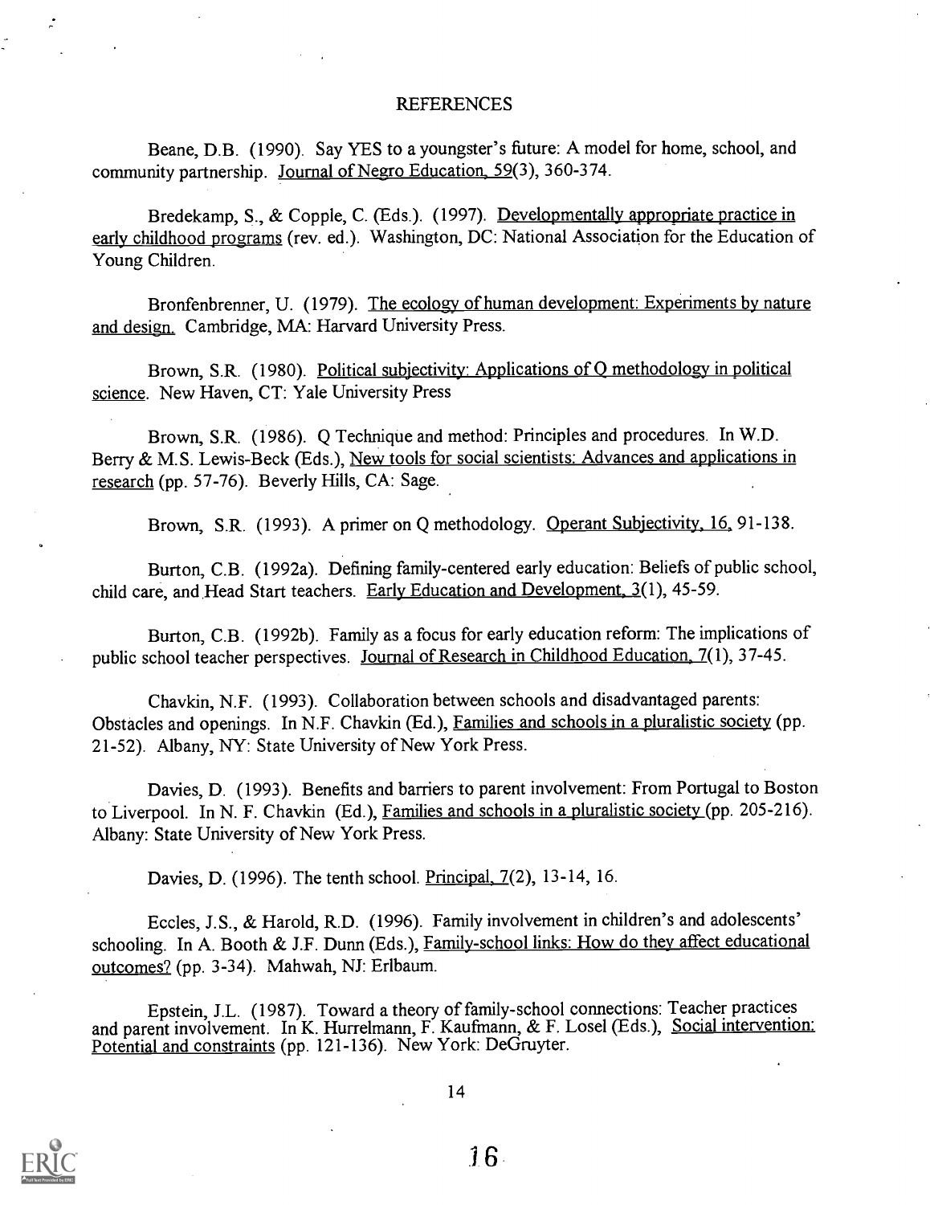## REFERENCES

Beane, D.B. (1990). Say YES to a youngster's future: A model for home, school, and community partnership. Journal of Negro Education, 59(3), 360-374.

Bredekamp, S., & Copple, C. (Eds.). (1997). Developmentally appropriate practice in early childhood programs (rev. ed.). Washington, DC: National Association for the Education of Young Children.

Bronfenbrenner, U. (1979). The ecology of human development: Experiments by nature and design. Cambridge, MA: Harvard University Press.

Brown, S.R. (1980). Political subjectivity: Applications of Q methodology in political science. New Haven, CT: Yale University Press

Brown, S.R. (1986). Q Technique and method: Principles and procedures. In W.D. Berry & M.S. Lewis-Beck (Eds.), New tools for social scientists: Advances and applications in research (pp. 57-76). Beverly Hills, CA: Sage.

Brown, S.R. (1993). A primer on Q methodology. Operant Subjectivity, 16, 91-138.

Burton, C.B. (1992a). Defining family-centered early education: Beliefs of public school, child care, and Head Start teachers. Early Education and Development, 3(1), 45-59.

Burton, C.B. (1992b). Family as a focus for early education reform: The implications of public school teacher perspectives. Journal of Research in Childhood Education, 7(1), 37-45.

Chavkin, N.F. (1993). Collaboration between schools and disadvantaged parents: Obstacles and openings. In N.F. Chavkin (Ed.), Families and schools in a pluralistic society (pp. 21-52). Albany, NY: State University of New York Press.

Davies, D. (1993). Benefits and barriers to parent involvement: From Portugal to Boston to Liverpool. In N. F. Chavkin (Ed.), Families and schools in a pluralistic society (pp. 205-216). Albany: State University of New York Press.

Davies, D. (1996). The tenth school. Principal, 7(2), 13-14, 16.

Eccles, J.S., & Harold, R.D. (1996). Family involvement in children's and adolescents' schooling. In A. Booth & J.F. Dunn (Eds.), Family-school links: How do they affect educational outcomes? (pp. 3-34). Mahwah, NJ: Erlbaum.

Epstein, J.L. (1987). Toward a theory of family-school connections: Teacher practices and parent involvement. In K. Hurrelmann, F. Kaufmann, & F. Losel (Eds.), Social intervention: Potential and constraints (pp. 121-136). New York: DeGruyter.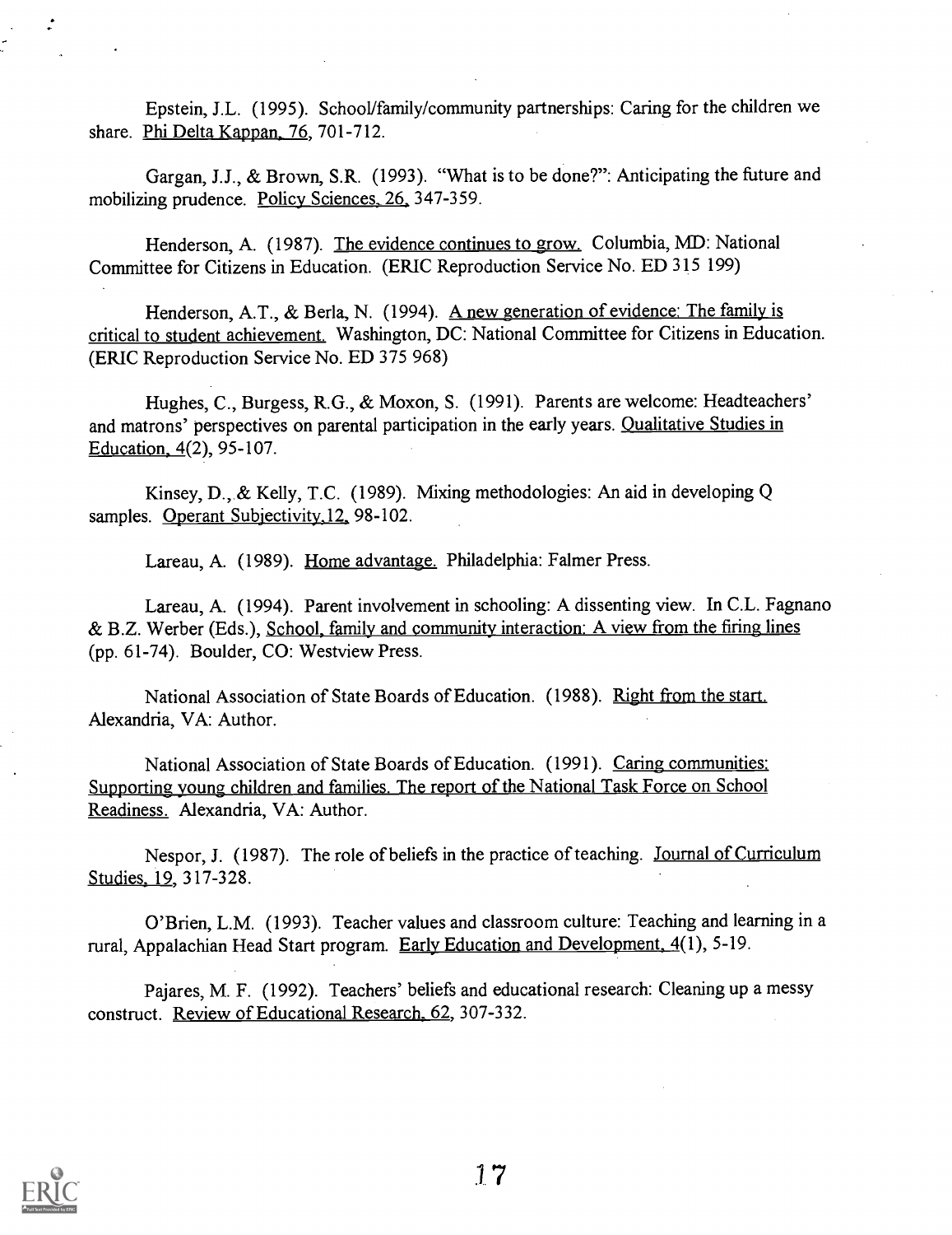Epstein, J.L. (1995). School/family/community partnerships: Caring for the children we share. Phi Delta Kappan, 76, 701-712.

Gargan, J.J., & Brown, S.R. (1993). "What is to be done?": Anticipating the future and mobilizing prudence. Policy Sciences, 26, 347-359.

Henderson, A. (1987). The evidence continues to grow. Columbia, MD: National Committee for Citizens in Education. (ERIC Reproduction Service No. ED 315 199)

Henderson, A.T., & Berla, N. (1994). A new generation of evidence: The family is critical to student achievement. Washington, DC: National Committee for Citizens in Education. (ERIC Reproduction Service No. ED 375 968)

Hughes, C., Burgess, R.G., & Moxon, S. (1991). Parents are welcome: Headteachers' and matrons' perspectives on parental participation in the early years. Qualitative Studies in Education, 4(2), 95-107.

Kinsey, D., & Kelly, T.C. (1989). Mixing methodologies: An aid in developing Q samples. Operant Subjectivity, 12, 98-102.

Lareau, A. (1989). Home advantage. Philadelphia: Falmer Press.

Lareau, A. (1994). Parent involvement in schooling: A dissenting view. In C.L. Fagnano & B.Z. Werber (Eds.), School, family and community interaction: A view from the firing lines (pp. 61-74). Boulder, CO: Westview Press.

National Association of State Boards of Education. (1988). Right from the start. Alexandria, VA: Author.

National Association of State Boards of Education. (1991). Caring communities: Supporting young children and families. The report of the National Task Force on School Readiness. Alexandria, VA: Author.

Nespor, J. (1987). The role of beliefs in the practice of teaching. Journal of Curriculum Studies, 19, 317-328.

O'Brien, L.M. (1993). Teacher values and classroom culture: Teaching and learning in a rural, Appalachian Head Start program. Early Education and Development, 4(1), 5-19.

Pajares, M. F. (1992). Teachers' beliefs and educational research: Cleaning up a messy construct. Review of Educational Research, 62, 307-332.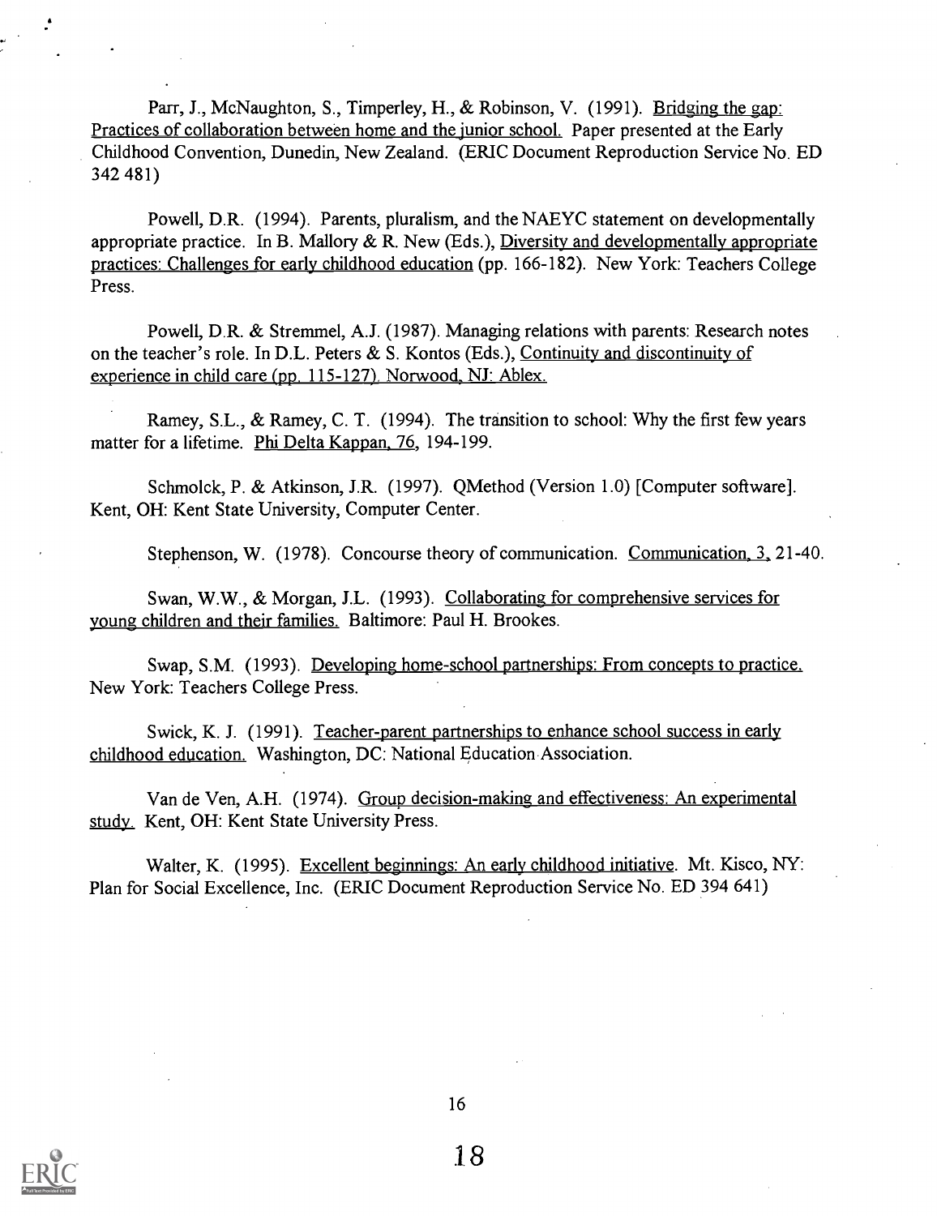Parr, J., McNaughton, S., Timperley, H., & Robinson, V. (1991). Bridging the gap: Practices of collaboration between home and the junior school. Paper presented at the Early Childhood Convention, Dunedin, New Zealand. (ERIC Document Reproduction Service No. ED 342 481)

Powell, D.R. (1994). Parents, pluralism, and the NAEYC statement on developmentally appropriate practice. In B. Mallory & R. New (Eds.), Diversity and developmentally appropriate practices: Challenges for early childhood education (pp. 166-182). New York: Teachers College Press.

Powell, D.R. & Stremmel, A.J. (1987). Managing relations with parents: Research notes on the teacher's role. In D.L. Peters & S. Kontos (Eds.), Continuity and discontinuity of experience in child care (pp. 115-127). Norwood, NJ: Ablex.

Ramey, S.L., & Ramey, C. T. (1994). The transition to school: Why the first few years matter for a lifetime. Phi Delta Kappan, 76, 194-199.

Schmolck, P. & Atkinson, J.R. (1997). QMethod (Version 1.0) [Computer software]. Kent, OH: Kent State University, Computer Center.

Stephenson, W. (1978). Concourse theory of communication. Communication, 3, 21-40.

Swan, W.W., & Morgan, J.L. (1993). Collaborating for comprehensive services for young children and their families. Baltimore: Paul H. Brookes.

Swap, S.M. (1993). Developing home-school partnerships: From concepts to practice. New York: Teachers College Press.

Swick, K. J. (1991). Teacher-parent partnerships to enhance school success in early childhood education. Washington, DC: National Education Association.

Van de Ven, A.H. (1974). Group decision-making and effectiveness: An experimental study. Kent, OH: Kent State University Press.

Walter, K. (1995). Excellent beginnings: An early childhood initiative. Mt. Kisco, NY: Plan for Social Excellence, Inc. (ERIC Document Reproduction Service No. ED 394 641)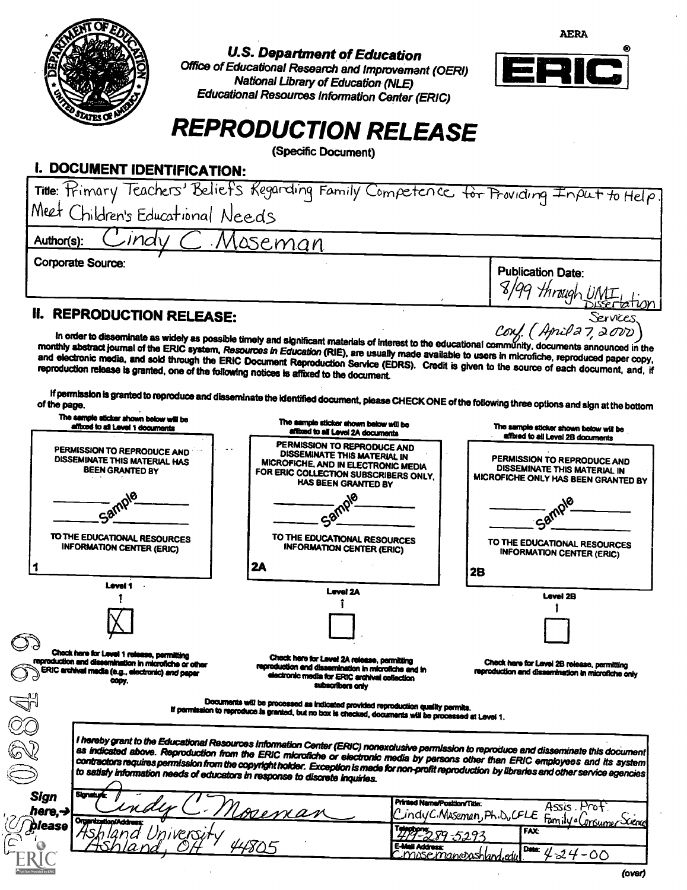AERA

**U.S. Department of Education**
*Office of Educational Research and Improvement (OERI)*
*National Library of Education (NLE)*
*Educational Resources Information Center (ERIC)*

ERIC®

# REPRODUCTION RELEASE

(Specific Document)

## I. DOCUMENT IDENTIFICATION:

| | |
|---|---|
| Title: Primary Teachers' Beliefs Regarding Family Competence for Providing Input to Help Meet Children's Educational Needs | |
| Author(s): Cindy C. Moseman | |
| Corporate Source: | Publication Date: 8/99 through UMI Dissertation Services. Conf. (April 27, 2000) |

## II. REPRODUCTION RELEASE:

In order to disseminate as widely as possible timely and significant materials of interest to the educational community, documents announced in the monthly abstract journal of the ERIC system, *Resources in Education* (RIE), are usually made available to users in microfiche, reproduced paper copy, and electronic media, and sold through the ERIC Document Reproduction Service (EDRS). Credit is given to the source of each document, and, if reproduction release is granted, one of the following notices is affixed to the document.

If permission is granted to reproduce and disseminate the identified document, please CHECK ONE of the following three options and sign at the bottom of the page.

| The sample sticker shown below will be affixed to all Level 1 documents | The sample sticker shown below will be affixed to all Level 2A documents | The sample sticker shown below will be affixed to all Level 2B documents |
|---|---|---|
| PERMISSION TO REPRODUCE AND DISSEMINATE THIS MATERIAL HAS BEEN GRANTED BY _____ Sample _____ TO THE EDUCATIONAL RESOURCES INFORMATION CENTER (ERIC) | PERMISSION TO REPRODUCE AND DISSEMINATE THIS MATERIAL IN MICROFICHE, AND IN ELECTRONIC MEDIA FOR ERIC COLLECTION SUBSCRIBERS ONLY, HAS BEEN GRANTED BY _____ Sample _____ TO THE EDUCATIONAL RESOURCES INFORMATION CENTER (ERIC) | PERMISSION TO REPRODUCE AND DISSEMINATE THIS MATERIAL IN MICROFICHE ONLY HAS BEEN GRANTED BY _____ Sample _____ TO THE EDUCATIONAL RESOURCES INFORMATION CENTER (ERIC) |
| 1 | 2A | 2B |
| Level 1 | Level 2A | Level 2B |
| [X] | [ ] | [ ] |
| Check here for Level 1 release, permitting reproduction and dissemination in microfiche or other ERIC archival media (e.g., electronic) and paper copy. | Check here for Level 2A release, permitting reproduction and dissemination in microfiche and in electronic media for ERIC archival collection subscribers only | Check here for Level 2B release, permitting reproduction and dissemination in microfiche only |

Documents will be processed as indicated provided reproduction quality permits.
If permission to reproduce is granted, but no box is checked, documents will be processed at Level 1.

*I hereby grant to the Educational Resources Information Center (ERIC) nonexclusive permission to reproduce and disseminate this document as indicated above. Reproduction from the ERIC microfiche or electronic media by persons other than ERIC employees and its system contractors requires permission from the copyright holder. Exception is made for non-profit reproduction by libraries and other service agencies to satisfy information needs of educators in response to discrete inquiries.*

**Sign here, → please**

| | | |
|---|---|---|
| Signature: Cindy C. Moseman | Printed Name/Position/Title: Cindy C. Moseman, Ph.D, CFLE Assis. Prof. Family & Consumer Science | |
| Organization/Address: Ashland University Ashland, OH 44805 | Telephone: 419-289-5293 | FAX: |
| | E-Mail Address: Cmoseman@ashland.edu | Date: 4-24-00 |

(over)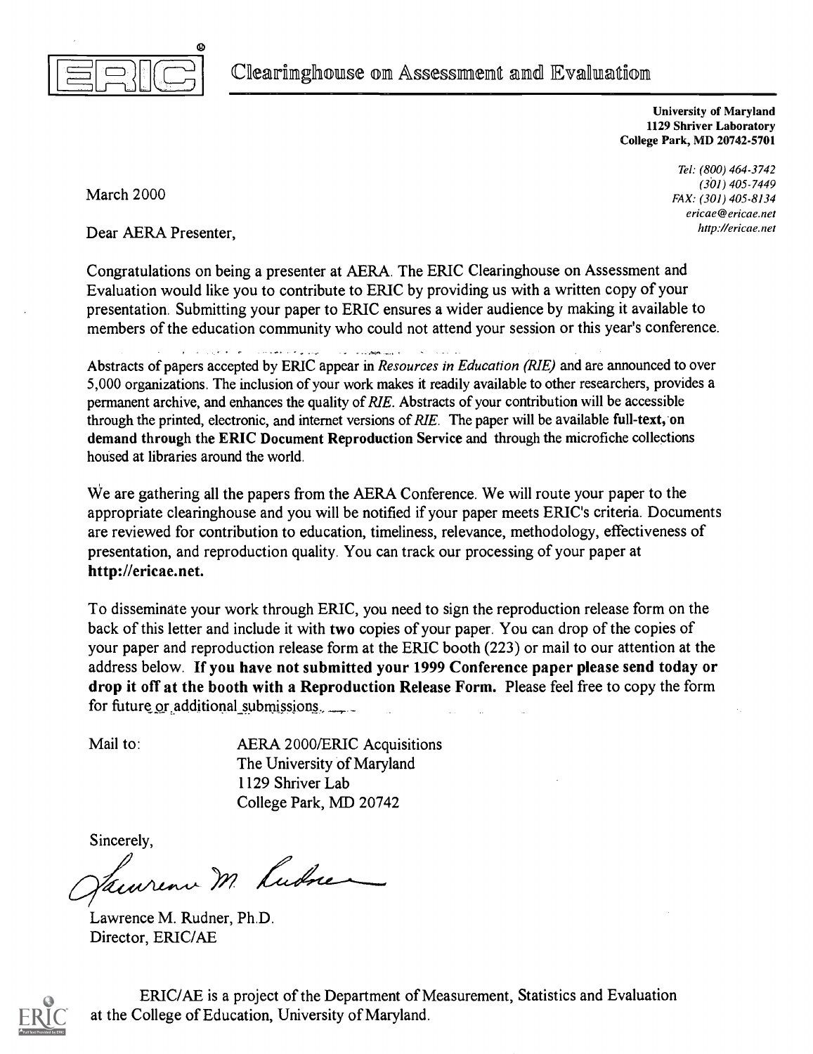# Clearinghouse on Assessment and Evaluation

**University of Maryland**
**1129 Shriver Laboratory**
**College Park, MD 20742-5701**

*Tel: (800) 464-3742*
*(301) 405-7449*
*FAX: (301) 405-8134*
*ericae@ericae.net*
*http://ericae.net*

March 2000

Dear AERA Presenter,

Congratulations on being a presenter at AERA. The ERIC Clearinghouse on Assessment and Evaluation would like you to contribute to ERIC by providing us with a written copy of your presentation. Submitting your paper to ERIC ensures a wider audience by making it available to members of the education community who could not attend your session or this year's conference.

Abstracts of papers accepted by ERIC appear in *Resources in Education (RIE)* and are announced to over 5,000 organizations. The inclusion of your work makes it readily available to other researchers, provides a permanent archive, and enhances the quality of *RIE*. Abstracts of your contribution will be accessible through the printed, electronic, and internet versions of *RIE*. The paper will be available **full-text, on demand through the ERIC Document Reproduction Service** and through the microfiche collections housed at libraries around the world.

We are gathering all the papers from the AERA Conference. We will route your paper to the appropriate clearinghouse and you will be notified if your paper meets ERIC's criteria. Documents are reviewed for contribution to education, timeliness, relevance, methodology, effectiveness of presentation, and reproduction quality. You can track our processing of your paper at **http://ericae.net.**

To disseminate your work through ERIC, you need to sign the reproduction release form on the back of this letter and include it with **two** copies of your paper. You can drop of the copies of your paper and reproduction release form at the ERIC booth (223) or mail to our attention at the address below. **If you have not submitted your 1999 Conference paper please send today or drop it off at the booth with a Reproduction Release Form.** Please feel free to copy the form for future or additional submissions.

Mail to:

AERA 2000/ERIC Acquisitions
The University of Maryland
1129 Shriver Lab
College Park, MD 20742

Sincerely,

Lawrence M. Rudner, Ph.D.
Director, ERIC/AE

ERIC/AE is a project of the Department of Measurement, Statistics and Evaluation at the College of Education, University of Maryland.